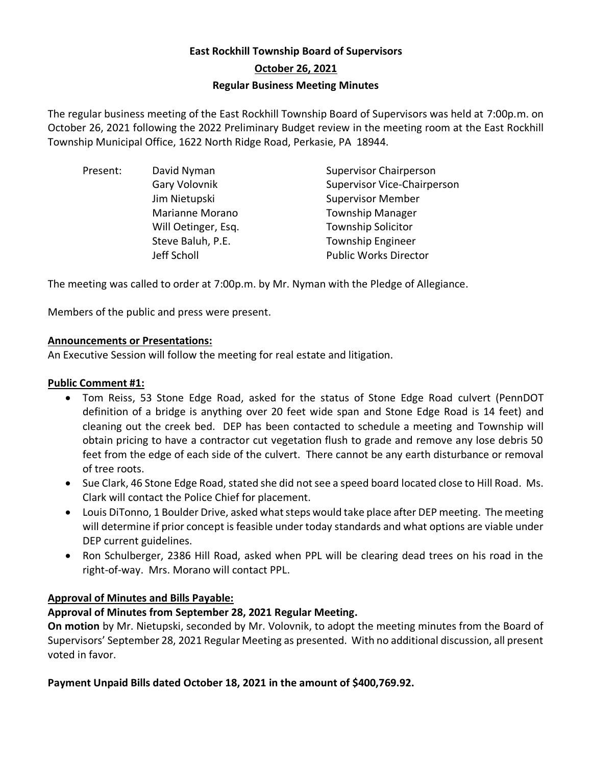# East Rockhill Township Board of Supervisors

## October 26, 2021

## Regular Business Meeting Minutes

The regular business meeting of the East Rockhill Township Board of Supervisors was held at 7:00p.m. on October 26, 2021 following the 2022 Preliminary Budget review in the meeting room at the East Rockhill Township Municipal Office, 1622 North Ridge Road, Perkasie, PA 18944.

| Present: | David Nyman | Supervisor Chairperson |
|---|---|---|
| | Gary Volovnik | Supervisor Vice-Chairperson |
| | Jim Nietupski | Supervisor Member |
| | Marianne Morano | Township Manager |
| | Will Oetinger, Esq. | Township Solicitor |
| | Steve Baluh, P.E. | Township Engineer |
| | Jeff Scholl | Public Works Director |

The meeting was called to order at 7:00p.m. by Mr. Nyman with the Pledge of Allegiance.

Members of the public and press were present.

**Announcements or Presentations:**

An Executive Session will follow the meeting for real estate and litigation.

**Public Comment #1:**

- Tom Reiss, 53 Stone Edge Road, asked for the status of Stone Edge Road culvert (PennDOT definition of a bridge is anything over 20 feet wide span and Stone Edge Road is 14 feet) and cleaning out the creek bed. DEP has been contacted to schedule a meeting and Township will obtain pricing to have a contractor cut vegetation flush to grade and remove any lose debris 50 feet from the edge of each side of the culvert. There cannot be any earth disturbance or removal of tree roots.
- Sue Clark, 46 Stone Edge Road, stated she did not see a speed board located close to Hill Road. Ms. Clark will contact the Police Chief for placement.
- Louis DiTonno, 1 Boulder Drive, asked what steps would take place after DEP meeting. The meeting will determine if prior concept is feasible under today standards and what options are viable under DEP current guidelines.
- Ron Schulberger, 2386 Hill Road, asked when PPL will be clearing dead trees on his road in the right-of-way. Mrs. Morano will contact PPL.

**Approval of Minutes and Bills Payable:**

**Approval of Minutes from September 28, 2021 Regular Meeting.**

**On motion** by Mr. Nietupski, seconded by Mr. Volovnik, to adopt the meeting minutes from the Board of Supervisors' September 28, 2021 Regular Meeting as presented. With no additional discussion, all present voted in favor.

**Payment Unpaid Bills dated October 18, 2021 in the amount of $400,769.92.**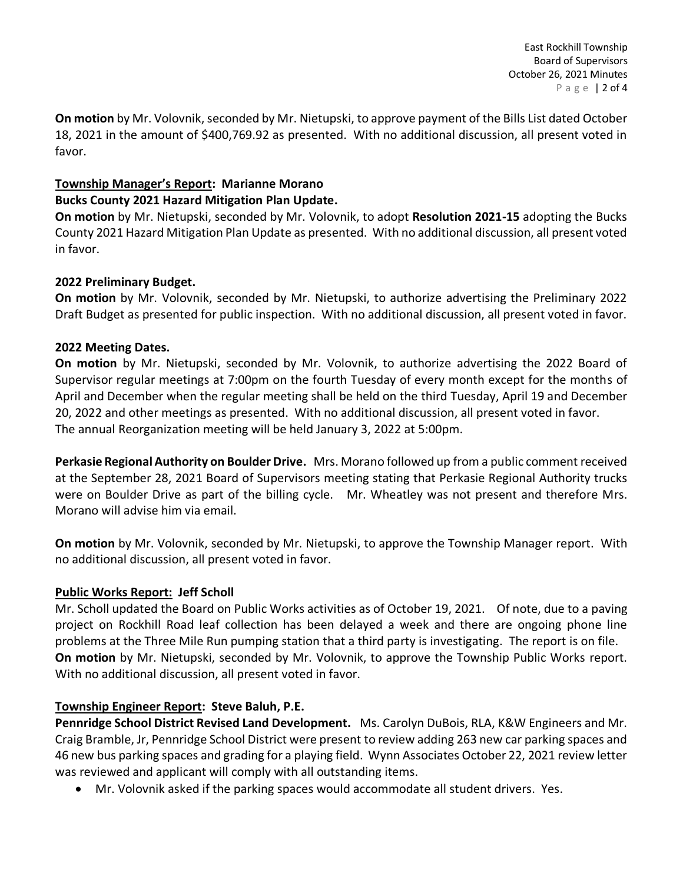**On motion** by Mr. Volovnik, seconded by Mr. Nietupski, to approve payment of the Bills List dated October 18, 2021 in the amount of $400,769.92 as presented. With no additional discussion, all present voted in favor.

**Township Manager's Report: Marianne Morano**

**Bucks County 2021 Hazard Mitigation Plan Update.**

**On motion** by Mr. Nietupski, seconded by Mr. Volovnik, to adopt **Resolution 2021-15** adopting the Bucks County 2021 Hazard Mitigation Plan Update as presented. With no additional discussion, all present voted in favor.

**2022 Preliminary Budget.**

**On motion** by Mr. Volovnik, seconded by Mr. Nietupski, to authorize advertising the Preliminary 2022 Draft Budget as presented for public inspection. With no additional discussion, all present voted in favor.

**2022 Meeting Dates.**

**On motion** by Mr. Nietupski, seconded by Mr. Volovnik, to authorize advertising the 2022 Board of Supervisor regular meetings at 7:00pm on the fourth Tuesday of every month except for the months of April and December when the regular meeting shall be held on the third Tuesday, April 19 and December 20, 2022 and other meetings as presented. With no additional discussion, all present voted in favor. The annual Reorganization meeting will be held January 3, 2022 at 5:00pm.

**Perkasie Regional Authority on Boulder Drive.** Mrs. Morano followed up from a public comment received at the September 28, 2021 Board of Supervisors meeting stating that Perkasie Regional Authority trucks were on Boulder Drive as part of the billing cycle. Mr. Wheatley was not present and therefore Mrs. Morano will advise him via email.

**On motion** by Mr. Volovnik, seconded by Mr. Nietupski, to approve the Township Manager report. With no additional discussion, all present voted in favor.

**Public Works Report: Jeff Scholl**

Mr. Scholl updated the Board on Public Works activities as of October 19, 2021. Of note, due to a paving project on Rockhill Road leaf collection has been delayed a week and there are ongoing phone line problems at the Three Mile Run pumping station that a third party is investigating. The report is on file.

**On motion** by Mr. Nietupski, seconded by Mr. Volovnik, to approve the Township Public Works report. With no additional discussion, all present voted in favor.

**Township Engineer Report: Steve Baluh, P.E.**

**Pennridge School District Revised Land Development.** Ms. Carolyn DuBois, RLA, K&W Engineers and Mr. Craig Bramble, Jr, Pennridge School District were present to review adding 263 new car parking spaces and 46 new bus parking spaces and grading for a playing field. Wynn Associates October 22, 2021 review letter was reviewed and applicant will comply with all outstanding items.

- Mr. Volovnik asked if the parking spaces would accommodate all student drivers. Yes.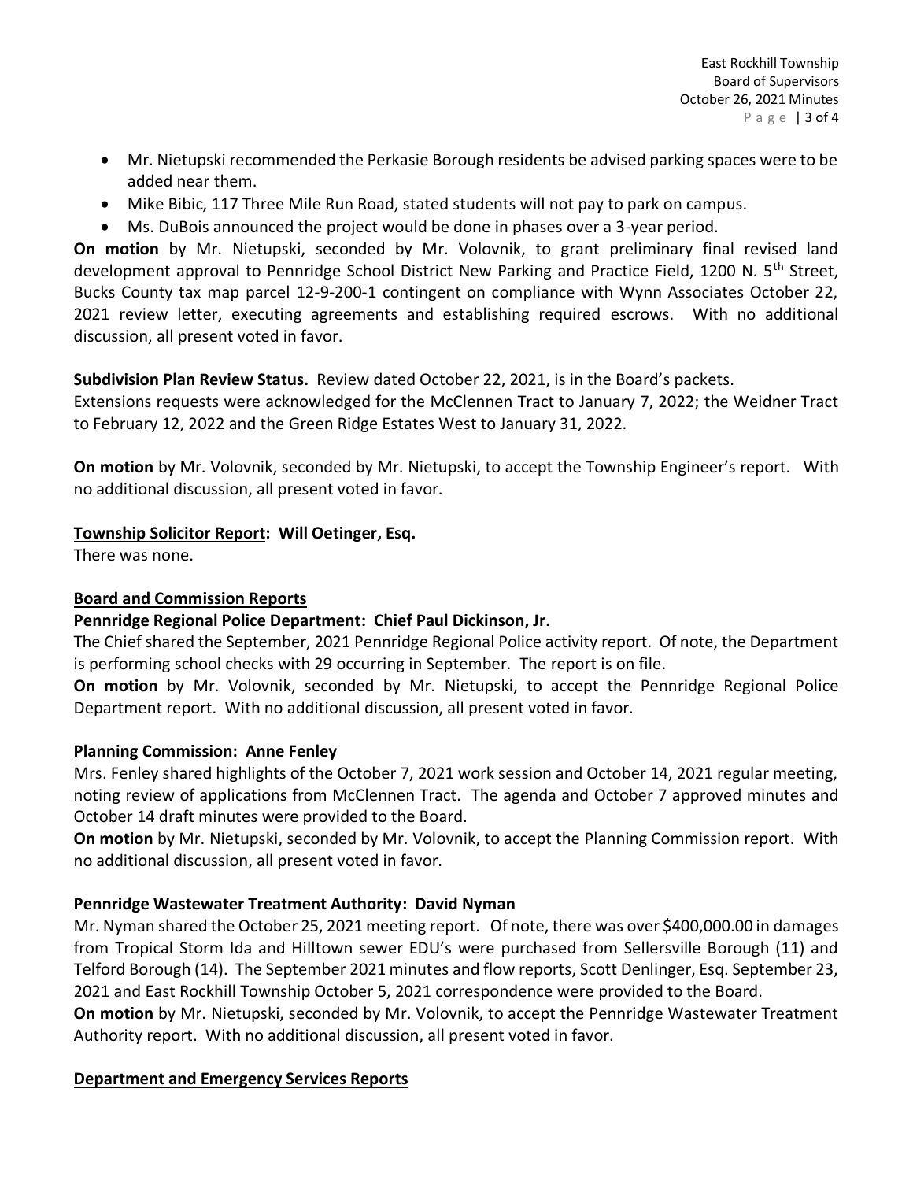- Mr. Nietupski recommended the Perkasie Borough residents be advised parking spaces were to be added near them.
- Mike Bibic, 117 Three Mile Run Road, stated students will not pay to park on campus.
- Ms. DuBois announced the project would be done in phases over a 3-year period.

**On motion** by Mr. Nietupski, seconded by Mr. Volovnik, to grant preliminary final revised land development approval to Pennridge School District New Parking and Practice Field, 1200 N. 5th Street, Bucks County tax map parcel 12-9-200-1 contingent on compliance with Wynn Associates October 22, 2021 review letter, executing agreements and establishing required escrows. With no additional discussion, all present voted in favor.

**Subdivision Plan Review Status.** Review dated October 22, 2021, is in the Board's packets.
Extensions requests were acknowledged for the McClennen Tract to January 7, 2022; the Weidner Tract to February 12, 2022 and the Green Ridge Estates West to January 31, 2022.

**On motion** by Mr. Volovnik, seconded by Mr. Nietupski, to accept the Township Engineer's report. With no additional discussion, all present voted in favor.

**Township Solicitor Report: Will Oetinger, Esq.**
There was none.

**Board and Commission Reports**

**Pennridge Regional Police Department: Chief Paul Dickinson, Jr.**
The Chief shared the September, 2021 Pennridge Regional Police activity report. Of note, the Department is performing school checks with 29 occurring in September. The report is on file.
**On motion** by Mr. Volovnik, seconded by Mr. Nietupski, to accept the Pennridge Regional Police Department report. With no additional discussion, all present voted in favor.

**Planning Commission: Anne Fenley**
Mrs. Fenley shared highlights of the October 7, 2021 work session and October 14, 2021 regular meeting, noting review of applications from McClennen Tract. The agenda and October 7 approved minutes and October 14 draft minutes were provided to the Board.
**On motion** by Mr. Nietupski, seconded by Mr. Volovnik, to accept the Planning Commission report. With no additional discussion, all present voted in favor.

**Pennridge Wastewater Treatment Authority: David Nyman**
Mr. Nyman shared the October 25, 2021 meeting report. Of note, there was over $400,000.00 in damages from Tropical Storm Ida and Hilltown sewer EDU's were purchased from Sellersville Borough (11) and Telford Borough (14). The September 2021 minutes and flow reports, Scott Denlinger, Esq. September 23, 2021 and East Rockhill Township October 5, 2021 correspondence were provided to the Board.
**On motion** by Mr. Nietupski, seconded by Mr. Volovnik, to accept the Pennridge Wastewater Treatment Authority report. With no additional discussion, all present voted in favor.

**Department and Emergency Services Reports**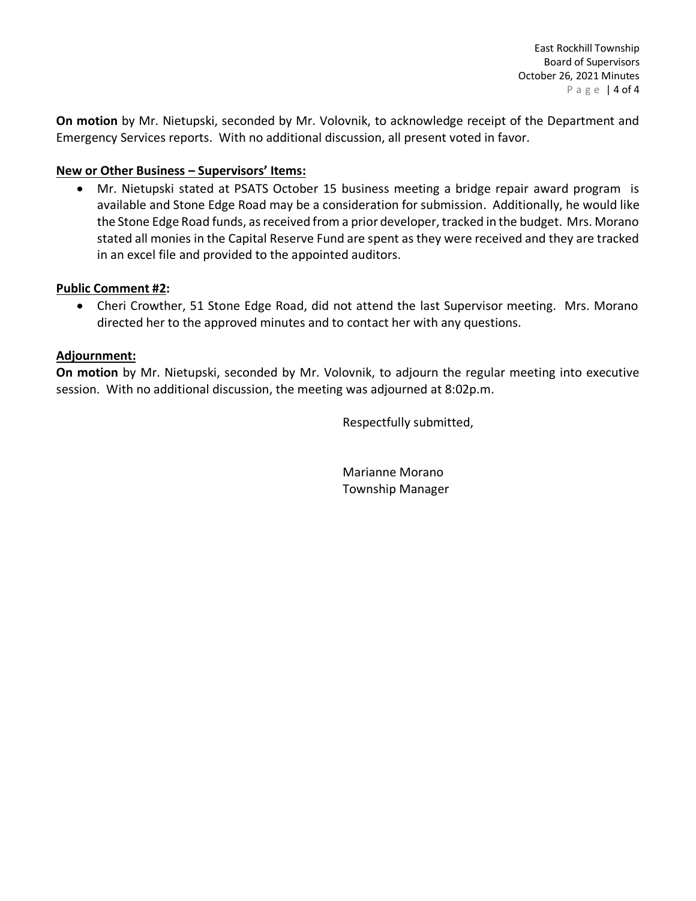**On motion** by Mr. Nietupski, seconded by Mr. Volovnik, to acknowledge receipt of the Department and Emergency Services reports. With no additional discussion, all present voted in favor.

**New or Other Business – Supervisors' Items:**

- Mr. Nietupski stated at PSATS October 15 business meeting a bridge repair award program is available and Stone Edge Road may be a consideration for submission. Additionally, he would like the Stone Edge Road funds, as received from a prior developer, tracked in the budget. Mrs. Morano stated all monies in the Capital Reserve Fund are spent as they were received and they are tracked in an excel file and provided to the appointed auditors.

**Public Comment #2:**

- Cheri Crowther, 51 Stone Edge Road, did not attend the last Supervisor meeting. Mrs. Morano directed her to the approved minutes and to contact her with any questions.

**Adjournment:**

**On motion** by Mr. Nietupski, seconded by Mr. Volovnik, to adjourn the regular meeting into executive session. With no additional discussion, the meeting was adjourned at 8:02p.m.

Respectfully submitted,

Marianne Morano
Township Manager